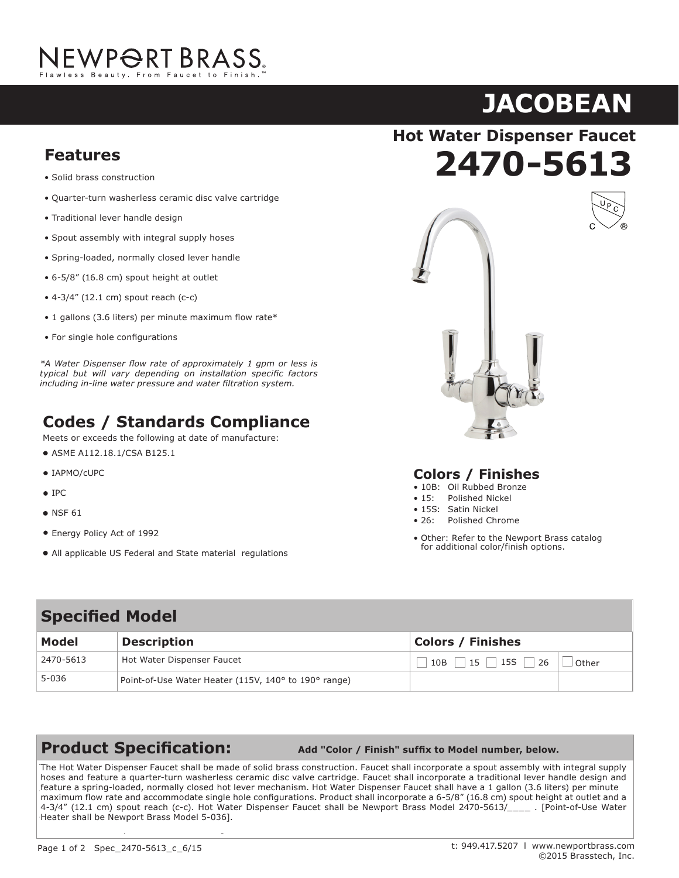NEWPORT BRASS

Flawless Beauty. From Faucet to Finish.™

# JACOBEAN

## Hot Water Dispenser Faucet

# 2470-5613

## Features

- Solid brass construction
- Quarter-turn washerless ceramic disc valve cartridge
- Traditional lever handle design
- Spout assembly with integral supply hoses
- Spring-loaded, normally closed lever handle
- 6-5/8" (16.8 cm) spout height at outlet
- 4-3/4" (12.1 cm) spout reach (c-c)
- 1 gallons (3.6 liters) per minute maximum flow rate*
- For single hole configurations

*\*A Water Dispenser flow rate of approximately 1 gpm or less is typical but will vary depending on installation specific factors including in-line water pressure and water filtration system.*

## Codes / Standards Compliance

Meets or exceeds the following at date of manufacture:

- ASME A112.18.1/CSA B125.1
- IAPMO/cUPC
- IPC
- NSF 61
- Energy Policy Act of 1992
- All applicable US Federal and State material regulations

## Colors / Finishes

- 10B: Oil Rubbed Bronze
- 15: Polished Nickel
- 15S: Satin Nickel
- 26: Polished Chrome
- Other: Refer to the Newport Brass catalog for additional color/finish options.

## Specified Model

| Model | Description | Colors / Finishes | |
|---|---|---|---|
| 2470-5613 | Hot Water Dispenser Faucet | ☐ 10B ☐ 15 ☐ 15S ☐ 26 | ☐ Other |
| 5-036 | Point-of-Use Water Heater (115V, 140° to 190° range) | | |

## Product Specification:

**Add "Color / Finish" suffix to Model number, below.**

The Hot Water Dispenser Faucet shall be made of solid brass construction. Faucet shall incorporate a spout assembly with integral supply hoses and feature a quarter-turn washerless ceramic disc valve cartridge. Faucet shall incorporate a traditional lever handle design and feature a spring-loaded, normally closed hot lever mechanism. Hot Water Dispenser Faucet shall have a 1 gallon (3.6 liters) per minute maximum flow rate and accommodate single hole configurations. Product shall incorporate a 6-5/8" (16.8 cm) spout height at outlet and a 4-3/4" (12.1 cm) spout reach (c-c). Hot Water Dispenser Faucet shall be Newport Brass Model 2470-5613/____ . [Point-of-Use Water Heater shall be Newport Brass Model 5-036].

Spec_2470-5613_c_6/15

t: 949.417.5207 | www.newportbrass.com
©2015 Brasstech, Inc.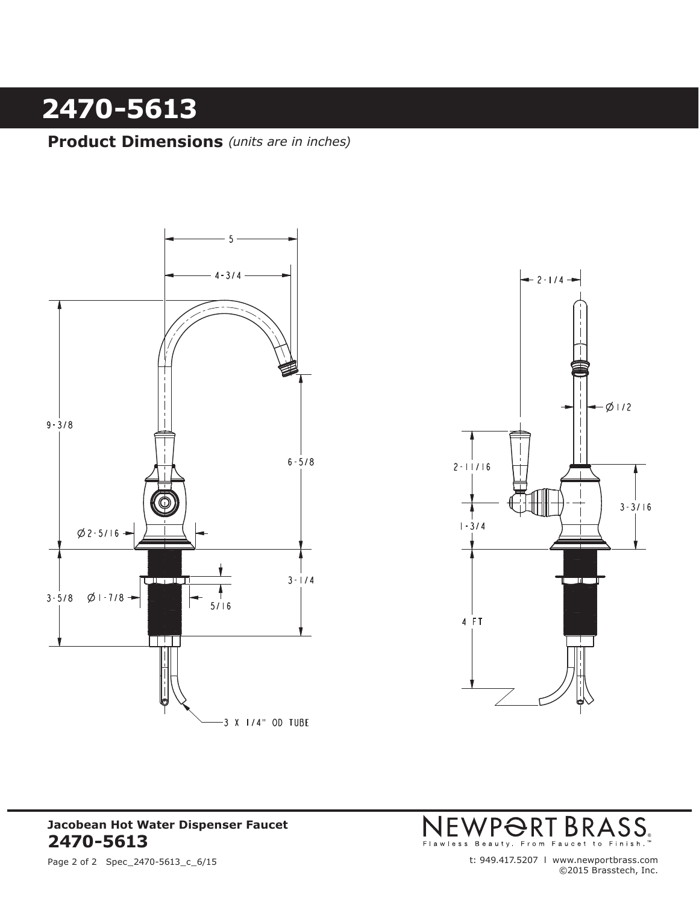# 2470-5613

**Product Dimensions** *(units are in inches)*

5

4-3/4

9-3/8

6-5/8

Ø2-5/16

3-1/4

3-5/8

Ø1-7/8

5/16

3 X 1/4" OD TUBE

2-1/4

Ø1/2

2-11/16

3-3/16

1-3/4

4 FT

**Jacobean Hot Water Dispenser Faucet**
**2470-5613**

Spec_2470-5613_c_6/15

NEWPORT BRASS®
Flawless Beauty. From Faucet to Finish.™

t: 949.417.5207 l www.newportbrass.com
©2015 Brasstech, Inc.